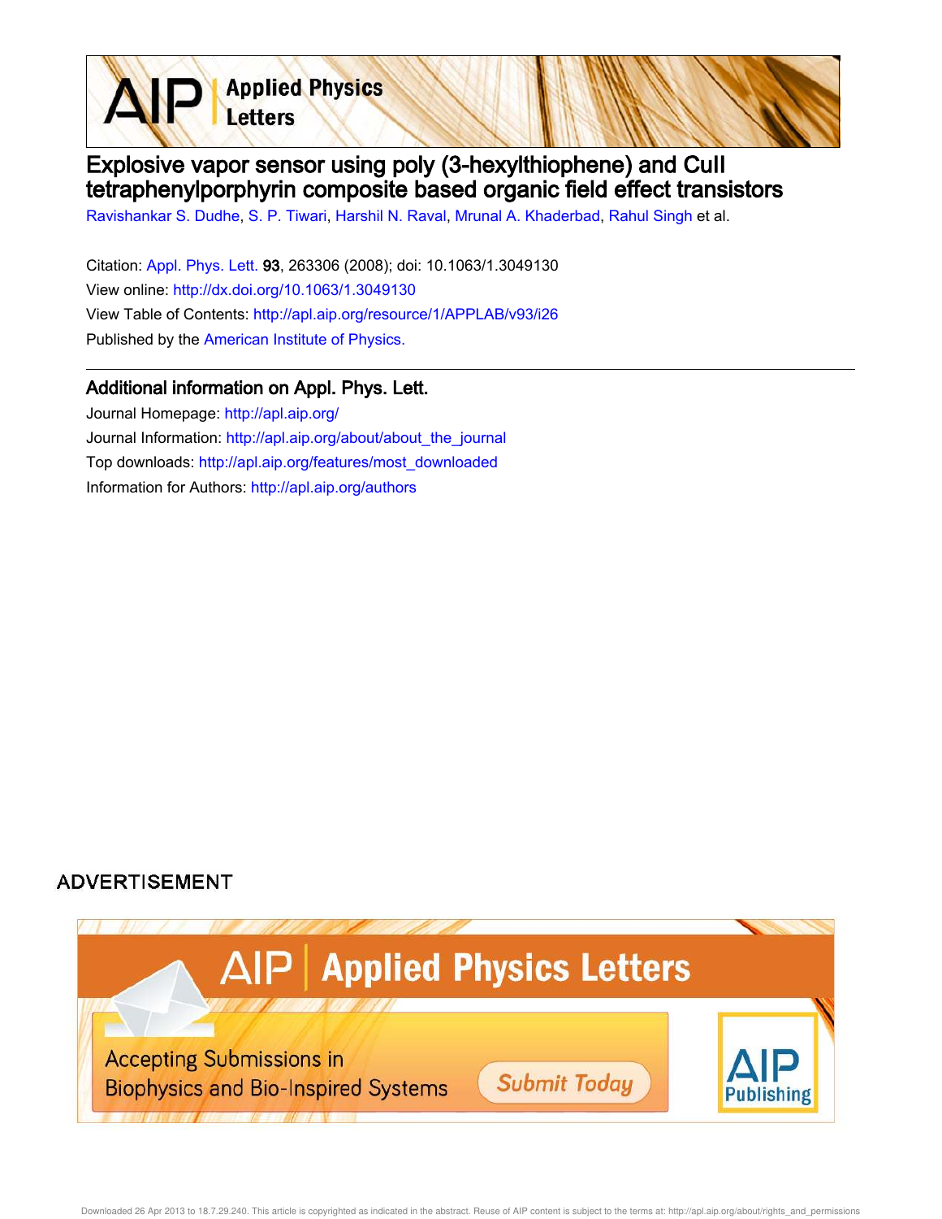# Explosive vapor sensor using poly (3-hexylthiophene) and CuII tetraphenylporphyrin composite based organic field effect transistors

Ravishankar S. Dudhe, S. P. Tiwari, Harshil N. Raval, Mrunal A. Khaderbad, Rahul Singh et al.

Citation: Appl. Phys. Lett. **93**, 263306 (2008); doi: 10.1063/1.3049130

View online: http://dx.doi.org/10.1063/1.3049130

View Table of Contents: http://apl.aip.org/resource/1/APPLAB/v93/i26

Published by the American Institute of Physics.

## Additional information on Appl. Phys. Lett.

Journal Homepage: http://apl.aip.org/

Journal Information: http://apl.aip.org/about/about_the_journal

Top downloads: http://apl.aip.org/features/most_downloaded

Information for Authors: http://apl.aip.org/authors

ADVERTISEMENT

AIP | Applied Physics Letters

Accepting Submissions in Biophysics and Bio-Inspired Systems

Submit Today

AIP Publishing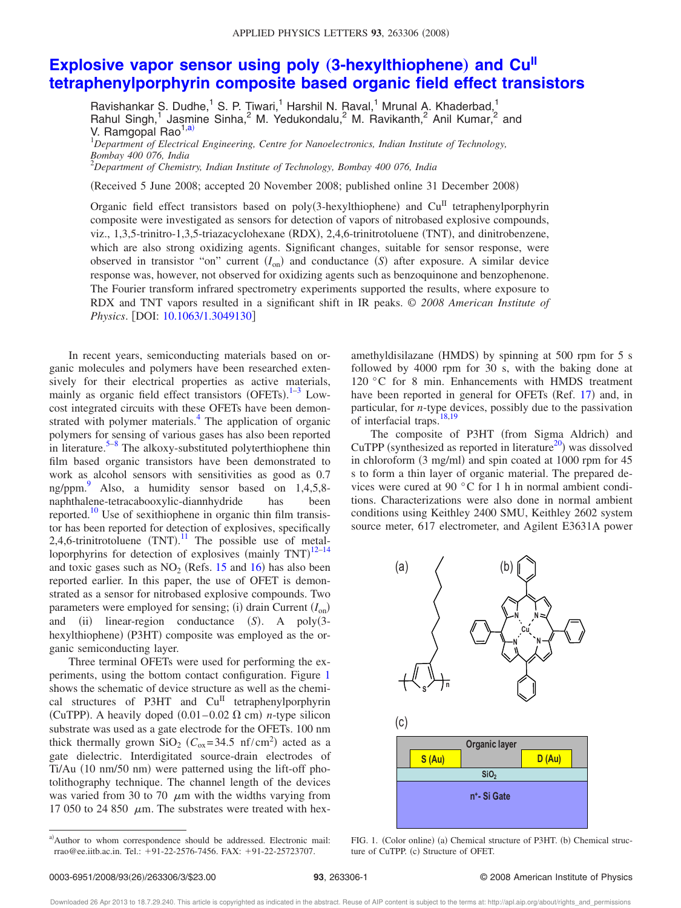# Explosive vapor sensor using poly (3-hexylthiophene) and Cu$^{II}$ tetraphenylporphyrin composite based organic field effect transistors

Ravishankar S. Dudhe,[1] S. P. Tiwari,[1] Harshil N. Raval,[1] Mrunal A. Khaderbad,[1] Rahul Singh,[1] Jasmine Sinha,[2] M. Yedukondalu,[2] M. Ravikanth,[2] Anil Kumar,[2] and V. Ramgopal Rao[1,a)]

[1]*Department of Electrical Engineering, Centre for Nanoelectronics, Indian Institute of Technology, Bombay 400 076, India*

[2]*Department of Chemistry, Indian Institute of Technology, Bombay 400 076, India*

(Received 5 June 2008; accepted 20 November 2008; published online 31 December 2008)

Organic field effect transistors based on poly(3-hexylthiophene) and Cu$^{II}$ tetraphenylporphyrin composite were investigated as sensors for detection of vapors of nitrobased explosive compounds, viz., 1,3,5-trinitro-1,3,5-triazacyclohexane (RDX), 2,4,6-trinitrotoluene (TNT), and dinitrobenzene, which are also strong oxidizing agents. Significant changes, suitable for sensor response, were observed in transistor "on" current ($I_{on}$) and conductance ($S$) after exposure. A similar device response was, however, not observed for oxidizing agents such as benzoquinone and benzophenone. The Fourier transform infrared spectrometry experiments supported the results, where exposure to RDX and TNT vapors resulted in a significant shift in IR peaks. © *2008 American Institute of Physics*. [DOI: 10.1063/1.3049130]

In recent years, semiconducting materials based on organic molecules and polymers have been researched extensively for their electrical properties as active materials, mainly as organic field effect transistors (OFETs).[1–3] Low-cost integrated circuits with these OFETs have been demonstrated with polymer materials.[4] The application of organic polymers for sensing of various gases has also been reported in literature.[5–8] The alkoxy-substituted polyterthiophene thin film based organic transistors have been demonstrated to work as alcohol sensors with sensitivities as good as 0.7 ng/ppm.[9] Also, a humidity sensor based on 1,4,5,8-naphthalene-tetracabooxylic-diannhydride has been reported.[10] Use of sexithiophene in organic thin film transistor has been reported for detection of explosives, specifically 2,4,6-trinitrotoluene (TNT).[11] The possible use of metalloporphyrins for detection of explosives (mainly TNT)[12–14] and toxic gases such as $NO_2$ (Refs. 15 and 16) has also been reported earlier. In this paper, the use of OFET is demonstrated as a sensor for nitrobased explosive compounds. Two parameters were employed for sensing; (i) drain Current ($I_{on}$) and (ii) linear-region conductance ($S$). A poly(3-hexylthiophene) (P3HT) composite was employed as the organic semiconducting layer.

Three terminal OFETs were used for performing the experiments, using the bottom contact configuration. Figure 1 shows the schematic of device structure as well as the chemical structures of P3HT and Cu$^{II}$ tetraphenylporphyrin (CuTPP). A heavily doped (0.01–0.02 Ω cm) *n*-type silicon substrate was used as a gate electrode for the OFETs. 100 nm thick thermally grown $SiO_2$ ($C_{ox}$=34.5 nf/cm$^2$) acted as a gate dielectric. Interdigitated source-drain electrodes of Ti/Au (10 nm/50 nm) were patterned using the lift-off photolithography technique. The channel length of the devices was varied from 30 to 70 μm with the widths varying from 17 050 to 24 850 μm. The substrates were treated with hexamethyldisilazane (HMDS) by spinning at 500 rpm for 5 s followed by 4000 rpm for 30 s, with the baking done at 120 °C for 8 min. Enhancements with HMDS treatment have been reported in general for OFETs (Ref. 17) and, in particular, for *n*-type devices, possibly due to the passivation of interfacial traps.[18,19]

The composite of P3HT (from Sigma Aldrich) and CuTPP (synthesized as reported in literature[20]) was dissolved in chloroform (3 mg/ml) and spin coated at 1000 rpm for 45 s to form a thin layer of organic material. The prepared devices were cured at 90 °C for 1 h in normal ambient conditions. Characterizations were also done in normal ambient conditions using Keithley 2400 SMU, Keithley 2602 system source meter, 617 electrometer, and Agilent E3631A power

FIG. 1. (Color online) (a) Chemical structure of P3HT. (b) Chemical structure of CuTPP. (c) Structure of OFET.

a)Author to whom correspondence should be addressed. Electronic mail: rrao@ee.iitb.ac.in. Tel.: +91-22-2576-7456. FAX: +91-22-25723707.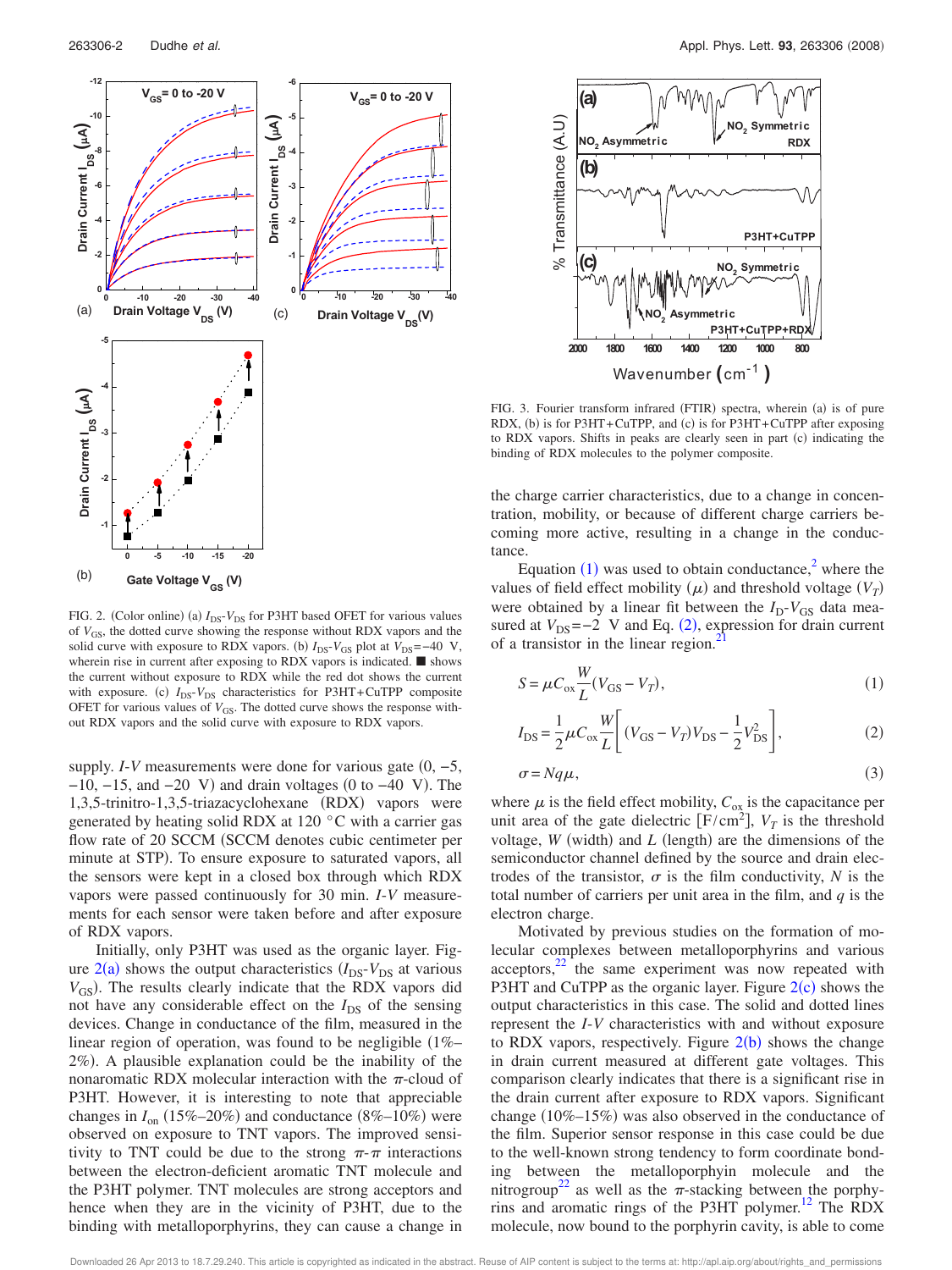FIG. 2. (Color online) (a) $I_{DS}$-$V_{DS}$ for P3HT based OFET for various values of $V_{GS}$, the dotted curve showing the response without RDX vapors and the solid curve with exposure to RDX vapors. (b) $I_{DS}$-$V_{GS}$ plot at $V_{DS}=-40$ V, wherein rise in current after exposing to RDX vapors is indicated. ■ shows the current without exposure to RDX while the red dot shows the current with exposure. (c) $I_{DS}$-$V_{DS}$ characteristics for P3HT+CuTPP composite OFET for various values of $V_{GS}$. The dotted curve shows the response without RDX vapors and the solid curve with exposure to RDX vapors.

supply. *I-V* measurements were done for various gate (0, −5, −10, −15, and −20 V) and drain voltages (0 to −40 V). The 1,3,5-trinitro-1,3,5-triazacyclohexane (RDX) vapors were generated by heating solid RDX at 120 °C with a carrier gas flow rate of 20 SCCM (SCCM denotes cubic centimeter per minute at STP). To ensure exposure to saturated vapors, all the sensors were kept in a closed box through which RDX vapors were passed continuously for 30 min. *I-V* measurements for each sensor were taken before and after exposure of RDX vapors.

Initially, only P3HT was used as the organic layer. Figure 2(a) shows the output characteristics ($I_{DS}$-$V_{DS}$ at various $V_{GS}$). The results clearly indicate that the RDX vapors did not have any considerable effect on the $I_{DS}$ of the sensing devices. Change in conductance of the film, measured in the linear region of operation, was found to be negligible (1%–2%). A plausible explanation could be the inability of the nonaromatic RDX molecular interaction with the $\pi$-cloud of P3HT. However, it is interesting to note that appreciable changes in $I_{on}$ (15%–20%) and conductance (8%–10%) were observed on exposure to TNT vapors. The improved sensitivity to TNT could be due to the strong $\pi$-$\pi$ interactions between the electron-deficient aromatic TNT molecule and the P3HT polymer. TNT molecules are strong acceptors and hence when they are in the vicinity of P3HT, due to the binding with metalloporphyrins, they can cause a change in the charge carrier characteristics, due to a change in concentration, mobility, or because of different charge carriers becoming more active, resulting in a change in the conductance.

FIG. 3. Fourier transform infrared (FTIR) spectra, wherein (a) is of pure RDX, (b) is for P3HT+CuTPP, and (c) is for P3HT+CuTPP after exposing to RDX vapors. Shifts in peaks are clearly seen in part (c) indicating the binding of RDX molecules to the polymer composite.

Equation (1) was used to obtain conductance,[2] where the values of field effect mobility ($\mu$) and threshold voltage ($V_T$) were obtained by a linear fit between the $I_D$-$V_{GS}$ data measured at $V_{DS}=-2$ V and Eq. (2), expression for drain current of a transistor in the linear region.[21]

$$S=\mu C_{ox}\frac{W}{L}(V_{GS}-V_T), \tag{1}$$

$$I_{DS}=\frac{1}{2}\mu C_{ox}\frac{W}{L}\left[(V_{GS}-V_T)V_{DS}-\frac{1}{2}V_{DS}^2\right], \tag{2}$$

$$\sigma=Nq\mu, \tag{3}$$

where $\mu$ is the field effect mobility, $C_{ox}$ is the capacitance per unit area of the gate dielectric [F/cm$^2$], $V_T$ is the threshold voltage, $W$ (width) and $L$ (length) are the dimensions of the semiconductor channel defined by the source and drain electrodes of the transistor, $\sigma$ is the film conductivity, $N$ is the total number of carriers per unit area in the film, and $q$ is the electron charge.

Motivated by previous studies on the formation of molecular complexes between metalloporphyrins and various acceptors,[22] the same experiment was now repeated with P3HT and CuTPP as the organic layer. Figure 2(c) shows the output characteristics in this case. The solid and dotted lines represent the *I-V* characteristics with and without exposure to RDX vapors, respectively. Figure 2(b) shows the change in drain current measured at different gate voltages. This comparison clearly indicates that there is a significant rise in the drain current after exposure to RDX vapors. Significant change (10%–15%) was also observed in the conductance of the film. Superior sensor response in this case could be due to the well-known strong tendency to form coordinate bonding between the metalloporphyin molecule and the nitrogroup[22] as well as the $\pi$-stacking between the porphyrins and aromatic rings of the P3HT polymer.[12] The RDX molecule, now bound to the porphyrin cavity, is able to come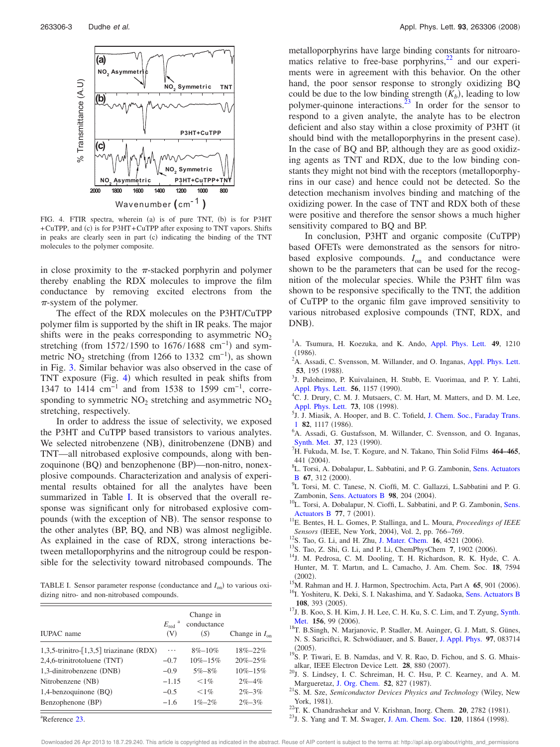(a)

$NO_2$ Asymmetric

$NO_2$ Symmetric TNT

(b)

P3HT+CuTPP

(c)

$NO_2$ Symmetric

$NO_2$ Asymmetric P3HT+CuTPP+TNT

% Transmittance (A.U)

2000 1800 1600 1400 1200 1000 800

Wavenumber ($cm^{-1}$)

FIG. 4. FTIR spectra, wherein (a) is of pure TNT, (b) is for P3HT +CuTPP, and (c) is for P3HT+CuTPP after exposing to TNT vapors. Shifts in peaks are clearly seen in part (c) indicating the binding of the TNT molecules to the polymer composite.

in close proximity to the $\pi$-stacked porphyrin and polymer thereby enabling the RDX molecules to improve the film conductance by removing excited electrons from the $\pi$-system of the polymer.

The effect of the RDX molecules on the P3HT/CuTPP polymer film is supported by the shift in IR peaks. The major shifts were in the peaks corresponding to asymmetric $NO_2$ stretching (from 1572/1590 to 1676/1688 $cm^{-1}$) and symmetric $NO_2$ stretching (from 1266 to 1332 $cm^{-1}$), as shown in Fig. 3. Similar behavior was also observed in the case of TNT exposure (Fig. 4) which resulted in peak shifts from 1347 to 1414 $cm^{-1}$ and from 1538 to 1599 $cm^{-1}$, corresponding to symmetric $NO_2$ stretching and asymmetric $NO_2$ stretching, respectively.

In order to address the issue of selectivity, we exposed the P3HT and CuTPP based transistors to various analytes. We selected nitrobenzene (NB), dinitrobenzene (DNB) and TNT—all nitrobased explosive compounds, along with benzoquinone (BQ) and benzophenone (BP)—non-nitro, nonexplosive compounds. Characterization and analysis of experimental results obtained for all the analytes have been summarized in Table I. It is observed that the overall response was significant only for nitrobased explosive compounds (with the exception of NB). The sensor response to the other analytes (BP, BQ, and NB) was almost negligible. As explained in the case of RDX, strong interactions between metalloporphyrins and the nitrogroup could be responsible for the selectivity toward nitrobased compounds. The metalloporphyrins have large binding constants for nitroaromatics relative to free-base porphyrins,[22] and our experiments were in agreement with this behavior. On the other hand, the poor sensor response to strongly oxidizing BQ could be due to the low binding strength ($K_b$), leading to low polymer-quinone interactions.[23] In order for the sensor to respond to a given analyte, the analyte has to be electron deficient and also stay within a close proximity of P3HT (it should bind with the metalloporphyrins in the present case). In the case of BQ and BP, although they are as good oxidizing agents as TNT and RDX, due to the low binding constants they might not bind with the receptors (metalloporphyrins in our case) and hence could not be detected. So the detection mechanism involves binding and matching of the oxidizing power. In the case of TNT and RDX both of these were positive and therefore the sensor shows a much higher sensitivity compared to BQ and BP.

In conclusion, P3HT and organic composite (CuTPP) based OFETs were demonstrated as the sensors for nitrobased explosive compounds. $I_{on}$ and conductance were shown to be the parameters that can be used for the recognition of the molecular species. While the P3HT film was shown to be responsive specifically to the TNT, the addition of CuTPP to the organic film gave improved sensitivity to various nitrobased explosive compounds (TNT, RDX, and DNB).

TABLE I. Sensor parameter response (conductance and $I_{on}$) to various oxidizing nitro- and non-nitrobased compounds.

| IUPAC name | $E_{red}$ [a] (V) | Change in conductance (S) | Change in $I_{on}$ |
|---|---|---|---|
| 1,3,5-trinitro-[1,3,5] triazinane (RDX) | ⋯ | 8%–10% | 18%–22% |
| 2,4,6-trinitrotoluene (TNT) | −0.7 | 10%–15% | 20%–25% |
| 1,3-dinitrobenzene (DNB) | −0.9 | 5%–8% | 10%–15% |
| Nitrobenzene (NB) | −1.15 | <1% | 2%–4% |
| 1,4-benzoquinone (BQ) | −0.5 | <1% | 2%–3% |
| Benzophenone (BP) | −1.6 | 1%–2% | 2%–3% |

[a] Reference 23.

[1] A. Tsumura, H. Koezuka, and K. Ando, Appl. Phys. Lett. **49**, 1210 (1986).
[2] A. Assadi, C. Svensson, M. Willander, and O. Inganas, Appl. Phys. Lett. **53**, 195 (1988).
[3] J. Paloheimo, P. Kuivalainen, H. Stubb, E. Vuorimaa, and P. Y. Lahti, Appl. Phys. Lett. **56**, 1157 (1990).
[4] C. J. Drury, C. M. J. Mutsaers, C. M. Hart, M. Matters, and D. M. Lee, Appl. Phys. Lett. **73**, 108 (1998).
[5] J. J. Miasik, A. Hooper, and B. C. Tofield, J. Chem. Soc., Faraday Trans. 1 **82**, 1117 (1986).
[6] A. Assadi, G. Gustafsson, M. Willander, C. Svensson, and O. Inganas, Synth. Met. **37**, 123 (1990).
[7] H. Fukuda, M. Ise, T. Kogure, and N. Takano, Thin Solid Films **464–465**, 441 (2004).
[8] L. Torsi, A. Dobalapur, L. Sabbatini, and P. G. Zambonin, Sens. Actuators B **67**, 312 (2000).
[9] L Torsi, M. C. Tanese, N. Cioffi, M. C. Gallazzi, L.Sabbatini and P. G. Zambonin, Sens. Actuators B **98**, 204 (2004).
[10] L. Torsi, A. Dobalapur, N. Cioffi, L. Sabbatini, and P. G. Zambonin, Sens. Actuators B **77**, 7 (2001).
[11] E. Bentes, H. L. Gomes, P. Stallinga, and L. Moura, *Proceedings of IEEE Sensors* (IEEE, New York, 2004), Vol. 2, pp. 766–769.
[12] S. Tao, G. Li, and H. Zhu, J. Mater. Chem. **16**, 4521 (2006).
[13] S. Tao, Z. Shi, G. Li, and P. Li, ChemPhysChem **7**, 1902 (2006).
[14] J. M. Pedrosa, C. M. Dooling, T. H. Richardson, R. K. Hyde, C. A. Hunter, M. T. Martın, and L. Camacho, J. Am. Chem. Soc. **18**, 7594 (2002).
[15] M. Rahman and H. J. Harmon, Spectrochim. Acta, Part A **65**, 901 (2006).
[16] I. Yoshiteru, K. Deki, S. I. Nakashima, and Y. Sadaoka, Sens. Actuators B **108**, 393 (2005).
[17] J. B. Koo, S. H. Kim, J. H. Lee, C. H. Ku, S. C. Lim, and T. Zyung, Synth. Met. **156**, 99 (2006).
[18] T. B.Singh, N. Marjanovic, P. Stadler, M. Auinger, G. J. Matt, S. Günes, N. S. Sariciftci, R. Schwödiauer, and S. Bauer, J. Appl. Phys. **97**, 083714 (2005).
[19] S. P. Tiwari, E. B. Namdas, and V. R. Rao, and D. Fichou, and S. G. Mhaisalkar, IEEE Electron Device Lett. **28**, 880 (2007).
[20] J. S. Lindsey, I. C. Schreiman, H. C. Hsu, P. C. Kearney, and A. M. Marguerettaz, J. Org. Chem. **52**, 827 (1987).
[21] S. M. Sze, *Semiconductor Devices Physics and Technology* (Wiley, New York, 1981).
[22] T. K. Chandrashekar and V. Krishnan, Inorg. Chem. **20**, 2782 (1981).
[23] J. S. Yang and T. M. Swager, J. Am. Chem. Soc. **120**, 11864 (1998).